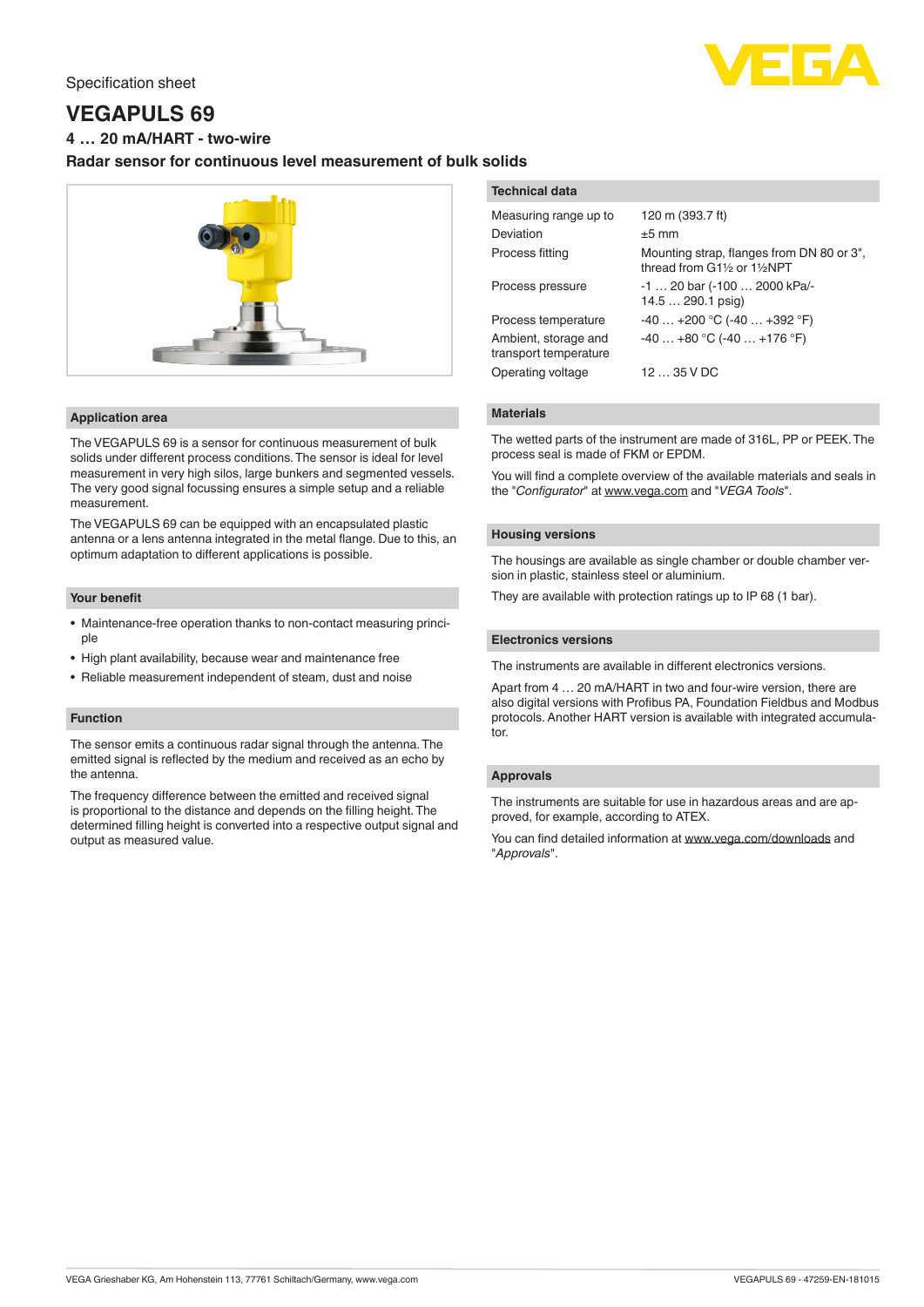Specification sheet

# VEGAPULS 69

### 4 … 20 mA/HART - two-wire

### Radar sensor for continuous level measurement of bulk solids

## Application area

The VEGAPULS 69 is a sensor for continuous measurement of bulk solids under different process conditions. The sensor is ideal for level measurement in very high silos, large bunkers and segmented vessels. The very good signal focussing ensures a simple setup and a reliable measurement.

The VEGAPULS 69 can be equipped with an encapsulated plastic antenna or a lens antenna integrated in the metal flange. Due to this, an optimum adaptation to different applications is possible.

## Your benefit

- Maintenance-free operation thanks to non-contact measuring principle
- High plant availability, because wear and maintenance free
- Reliable measurement independent of steam, dust and noise

## Function

The sensor emits a continuous radar signal through the antenna. The emitted signal is reflected by the medium and received as an echo by the antenna.

The frequency difference between the emitted and received signal is proportional to the distance and depends on the filling height. The determined filling height is converted into a respective output signal and output as measured value.

## Technical data

| | |
|---|---|
| Measuring range up to | 120 m (393.7 ft) |
| Deviation | ±5 mm |
| Process fitting | Mounting strap, flanges from DN 80 or 3", thread from G1½ or 1½NPT |
| Process pressure | -1 … 20 bar (-100 … 2000 kPa/-14.5 … 290.1 psig) |
| Process temperature | -40 … +200 °C (-40 … +392 °F) |
| Ambient, storage and transport temperature | -40 … +80 °C (-40 … +176 °F) |
| Operating voltage | 12 … 35 V DC |

## Materials

The wetted parts of the instrument are made of 316L, PP or PEEK. The process seal is made of FKM or EPDM.

You will find a complete overview of the available materials and seals in the "*Configurator*" at www.vega.com and "*VEGA Tools*".

## Housing versions

The housings are available as single chamber or double chamber version in plastic, stainless steel or aluminium.

They are available with protection ratings up to IP 68 (1 bar).

## Electronics versions

The instruments are available in different electronics versions.

Apart from 4 … 20 mA/HART in two and four-wire version, there are also digital versions with Profibus PA, Foundation Fieldbus and Modbus protocols. Another HART version is available with integrated accumulator.

## Approvals

The instruments are suitable for use in hazardous areas and are approved, for example, according to ATEX.

You can find detailed information at www.vega.com/downloads and "*Approvals*".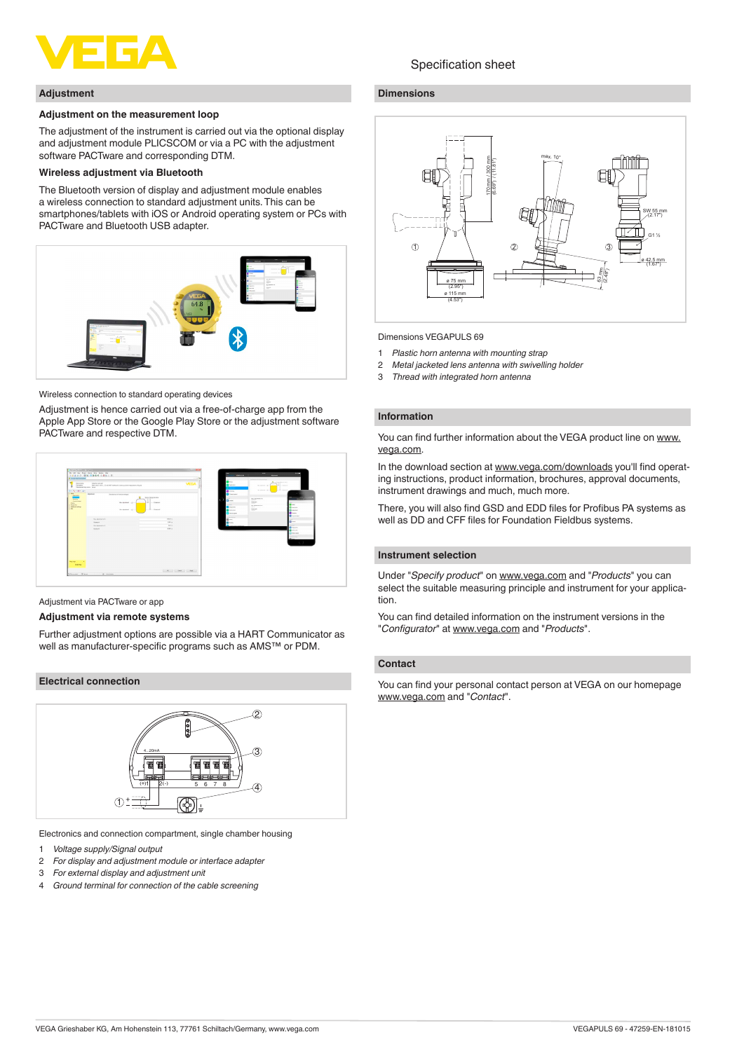## Adjustment

### Adjustment on the measurement loop

The adjustment of the instrument is carried out via the optional display and adjustment module PLICSCOM or via a PC with the adjustment software PACTware and corresponding DTM.

### Wireless adjustment via Bluetooth

The Bluetooth version of display and adjustment module enables a wireless connection to standard adjustment units. This can be smartphones/tablets with iOS or Android operating system or PCs with PACTware and Bluetooth USB adapter.

Wireless connection to standard operating devices

Adjustment is hence carried out via a free-of-charge app from the Apple App Store or the Google Play Store or the adjustment software PACTware and respective DTM.

Adjustment via PACTware or app

### Adjustment via remote systems

Further adjustment options are possible via a HART Communicator as well as manufacturer-specific programs such as AMS™ or PDM.

## Electrical connection

Electronics and connection compartment, single chamber housing

1. *Voltage supply/Signal output*
2. *For display and adjustment module or interface adapter*
3. *For external display and adjustment unit*
4. *Ground terminal for connection of the cable screening*

## Dimensions

Dimensions VEGAPULS 69

1. *Plastic horn antenna with mounting strap*
2. *Metal jacketed lens antenna with swivelling holder*
3. *Thread with integrated horn antenna*

## Information

You can find further information about the VEGA product line on www.vega.com.

In the download section at www.vega.com/downloads you'll find operating instructions, product information, brochures, approval documents, instrument drawings and much, much more.

There, you will also find GSD and EDD files for Profibus PA systems as well as DD and CFF files for Foundation Fieldbus systems.

## Instrument selection

Under "*Specify product*" on www.vega.com and "*Products*" you can select the suitable measuring principle and instrument for your application.

You can find detailed information on the instrument versions in the "*Configurator*" at www.vega.com and "*Products*".

## Contact

You can find your personal contact person at VEGA on our homepage www.vega.com and "*Contact*".